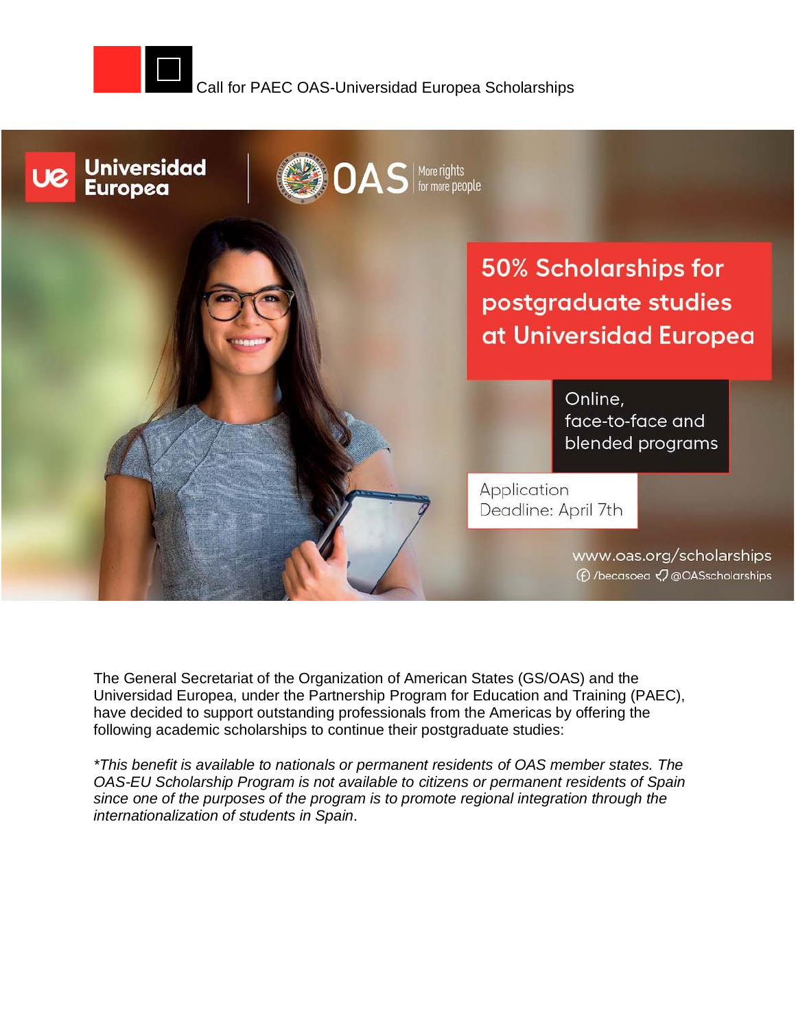Call for PAEC OAS-Universidad Europea Scholarships

Universidad Europea | OAS More rights for more people

50% Scholarships for postgraduate studies at Universidad Europea

Online, face-to-face and blended programs

Application Deadline: April 7th

www.oas.org/scholarships
/becasoea @OASscholarships

The General Secretariat of the Organization of American States (GS/OAS) and the Universidad Europea, under the Partnership Program for Education and Training (PAEC), have decided to support outstanding professionals from the Americas by offering the following academic scholarships to continue their postgraduate studies:

**\*This benefit is available to nationals or permanent residents of OAS member states. The OAS-EU Scholarship Program is not available to citizens or permanent residents of Spain since one of the purposes of the program is to promote regional integration through the internationalization of students in Spain**.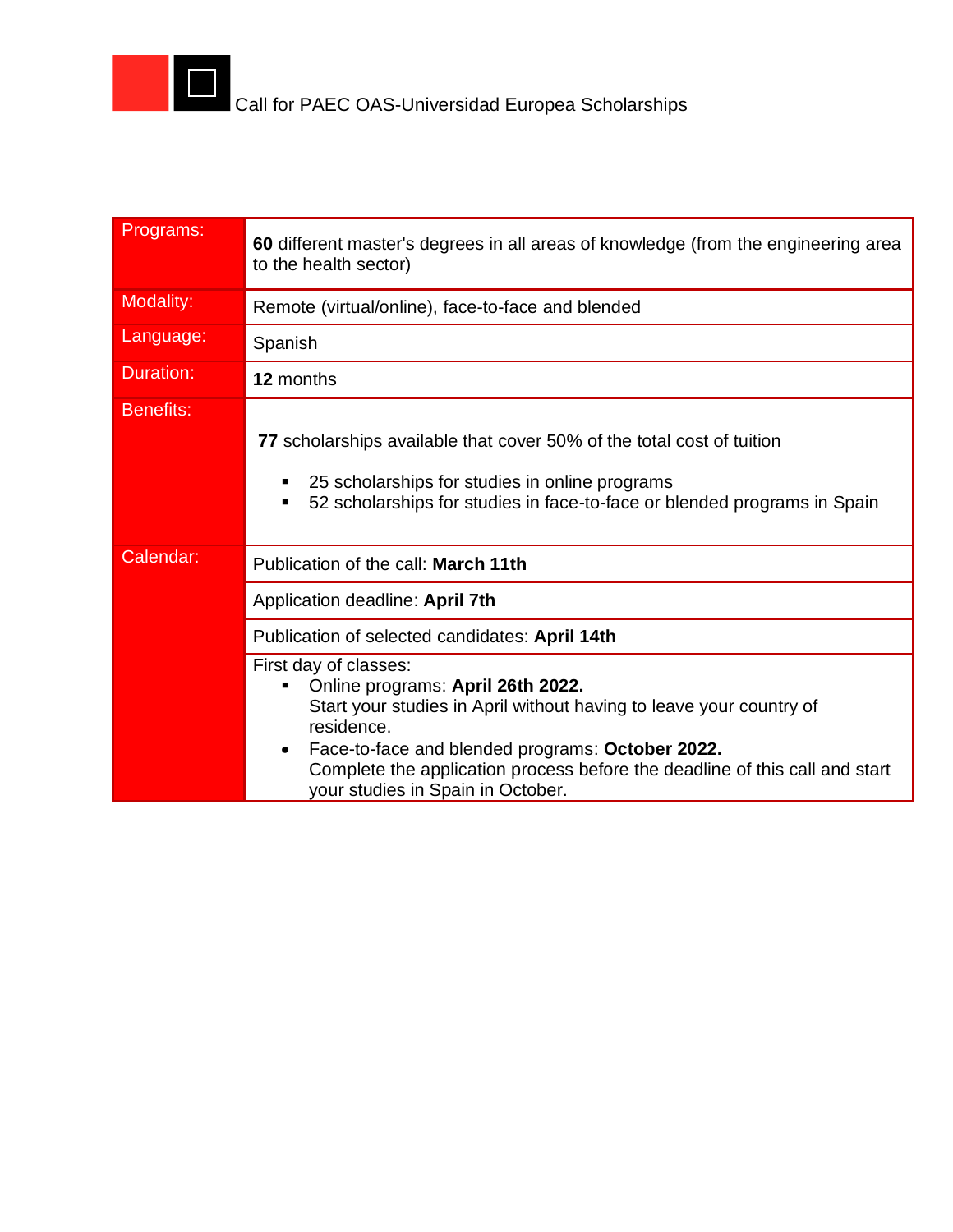Call for PAEC OAS-Universidad Europea Scholarships

| | |
|---|---|
| Programs: | **60** different master's degrees in all areas of knowledge (from the engineering area to the health sector) |
| Modality: | Remote (virtual/online), face-to-face and blended |
| Language: | Spanish |
| Duration: | **12** months |
| Benefits: | **77** scholarships available that cover 50% of the total cost of tuition<br>▪ 25 scholarships for studies in online programs<br>▪ 52 scholarships for studies in face-to-face or blended programs in Spain |
| Calendar: | Publication of the call: **March 11th** |
| | Application deadline: **April 7th** |
| | Publication of selected candidates: **April 14th** |
| | First day of classes:<br>▪ Online programs: **April 26th 2022.** Start your studies in April without having to leave your country of residence.<br>• Face-to-face and blended programs: **October 2022.** Complete the application process before the deadline of this call and start your studies in Spain in October. |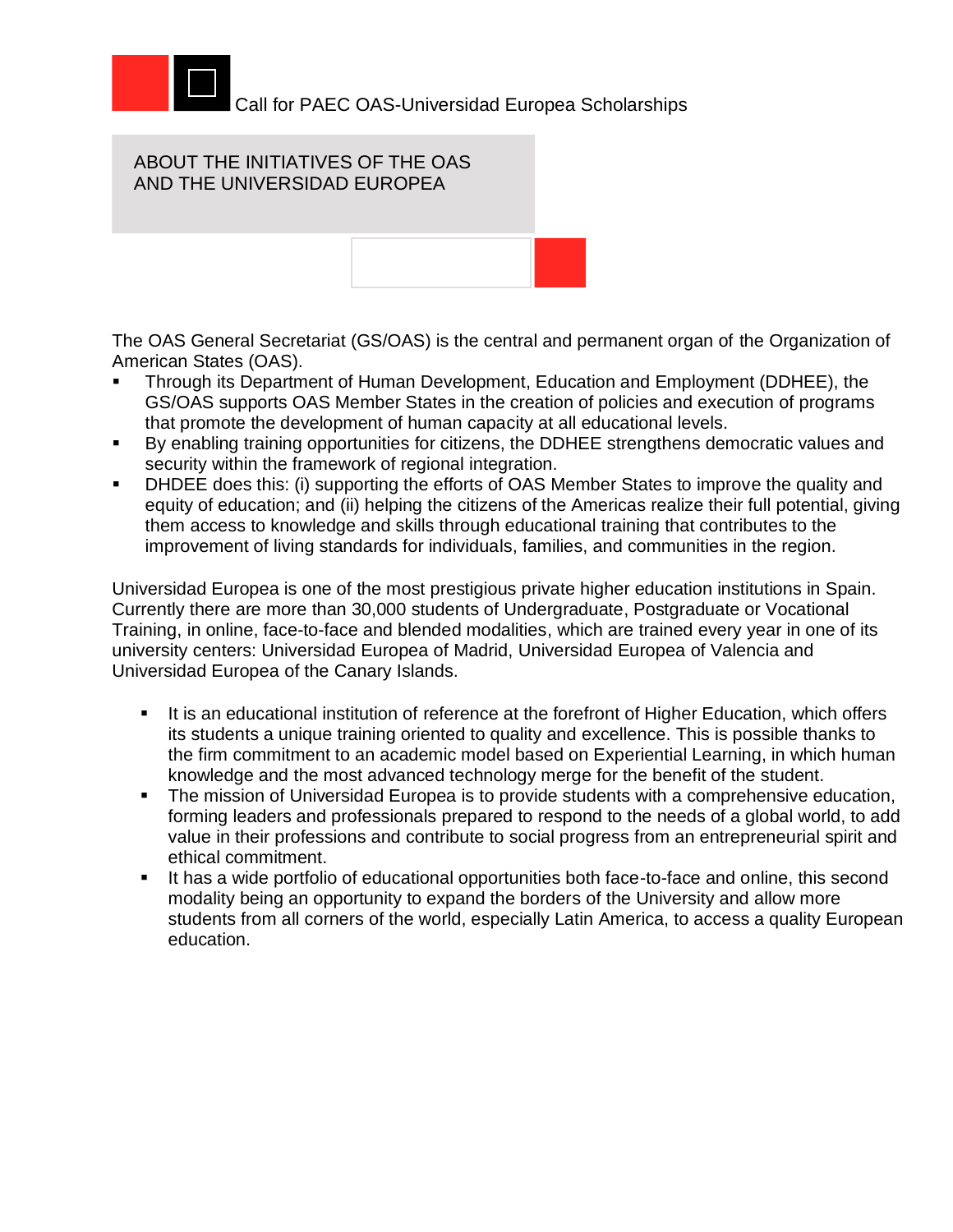Call for PAEC OAS-Universidad Europea Scholarships

## ABOUT THE INITIATIVES OF THE OAS AND THE UNIVERSIDAD EUROPEA

The OAS General Secretariat (GS/OAS) is the central and permanent organ of the Organization of American States (OAS).

- Through its Department of Human Development, Education and Employment (DDHEE), the GS/OAS supports OAS Member States in the creation of policies and execution of programs that promote the development of human capacity at all educational levels.
- By enabling training opportunities for citizens, the DDHEE strengthens democratic values and security within the framework of regional integration.
- DHDEE does this: (i) supporting the efforts of OAS Member States to improve the quality and equity of education; and (ii) helping the citizens of the Americas realize their full potential, giving them access to knowledge and skills through educational training that contributes to the improvement of living standards for individuals, families, and communities in the region.

Universidad Europea is one of the most prestigious private higher education institutions in Spain. Currently there are more than 30,000 students of Undergraduate, Postgraduate or Vocational Training, in online, face-to-face and blended modalities, which are trained every year in one of its university centers: Universidad Europea of Madrid, Universidad Europea of Valencia and Universidad Europea of the Canary Islands.

- It is an educational institution of reference at the forefront of Higher Education, which offers its students a unique training oriented to quality and excellence. This is possible thanks to the firm commitment to an academic model based on Experiential Learning, in which human knowledge and the most advanced technology merge for the benefit of the student.
- The mission of Universidad Europea is to provide students with a comprehensive education, forming leaders and professionals prepared to respond to the needs of a global world, to add value in their professions and contribute to social progress from an entrepreneurial spirit and ethical commitment.
- It has a wide portfolio of educational opportunities both face-to-face and online, this second modality being an opportunity to expand the borders of the University and allow more students from all corners of the world, especially Latin America, to access a quality European education.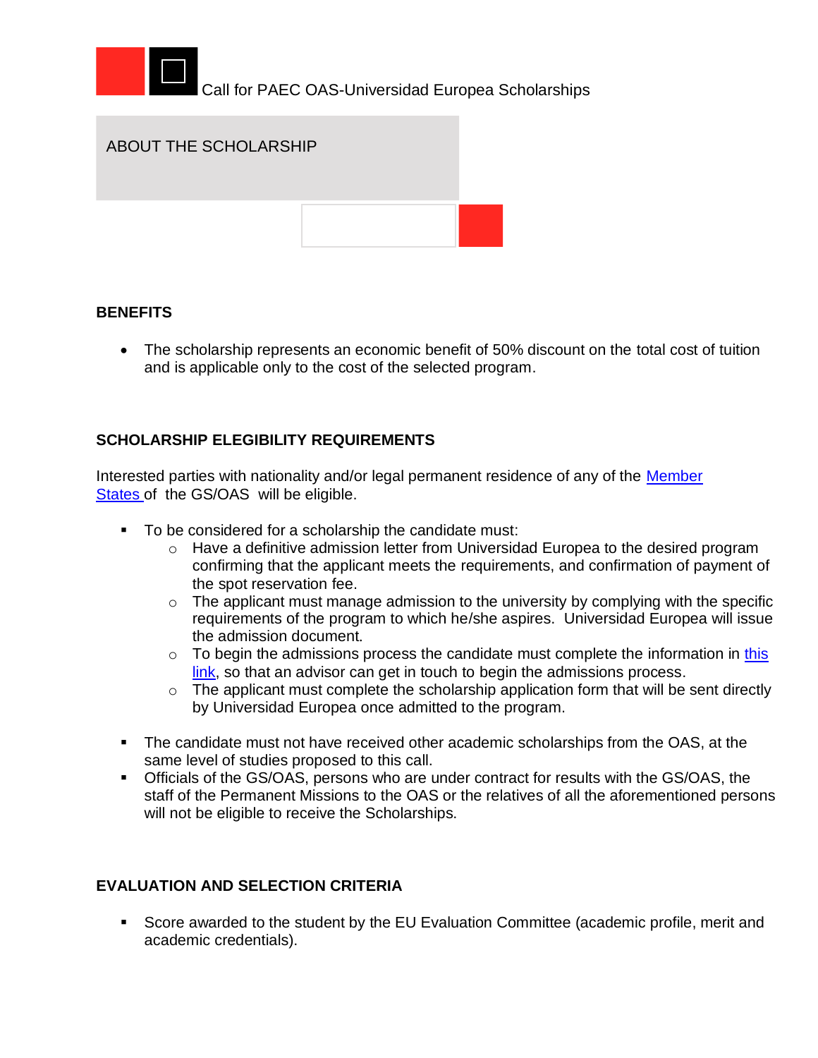Call for PAEC OAS-Universidad Europea Scholarships

## ABOUT THE SCHOLARSHIP

### BENEFITS

- The scholarship represents an economic benefit of 50% discount on the total cost of tuition and is applicable only to the cost of the selected program.

### SCHOLARSHIP ELEGIBILITY REQUIREMENTS

Interested parties with nationality and/or legal permanent residence of any of the [Member States](#) of the GS/OAS will be eligible.

- To be considered for a scholarship the candidate must:
  - Have a definitive admission letter from Universidad Europea to the desired program confirming that the applicant meets the requirements, and confirmation of payment of the spot reservation fee.
  - The applicant must manage admission to the university by complying with the specific requirements of the program to which he/she aspires. Universidad Europea will issue the admission document.
  - To begin the admissions process the candidate must complete the information in [this link](#), so that an advisor can get in touch to begin the admissions process.
  - The applicant must complete the scholarship application form that will be sent directly by Universidad Europea once admitted to the program.

- The candidate must not have received other academic scholarships from the OAS, at the same level of studies proposed to this call.
- Officials of the GS/OAS, persons who are under contract for results with the GS/OAS, the staff of the Permanent Missions to the OAS or the relatives of all the aforementioned persons will not be eligible to receive the Scholarships.

### EVALUATION AND SELECTION CRITERIA

- Score awarded to the student by the EU Evaluation Committee (academic profile, merit and academic credentials).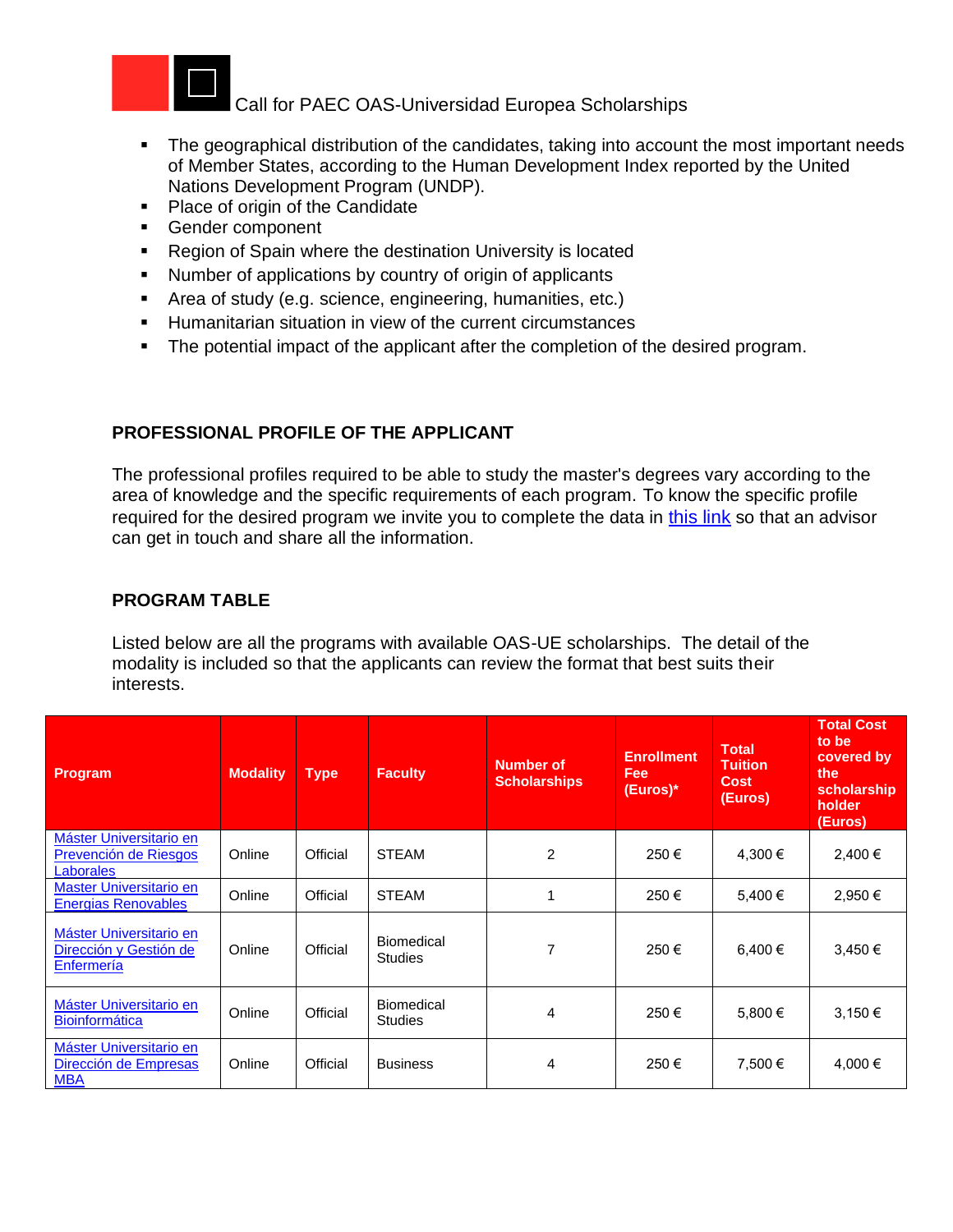- The geographical distribution of the candidates, taking into account the most important needs of Member States, according to the Human Development Index reported by the United Nations Development Program (UNDP).
- Place of origin of the Candidate
- Gender component
- Region of Spain where the destination University is located
- Number of applications by country of origin of applicants
- Area of study (e.g. science, engineering, humanities, etc.)
- Humanitarian situation in view of the current circumstances
- The potential impact of the applicant after the completion of the desired program.

## PROFESSIONAL PROFILE OF THE APPLICANT

The professional profiles required to be able to study the master's degrees vary according to the area of knowledge and the specific requirements of each program. To know the specific profile required for the desired program we invite you to complete the data in this link so that an advisor can get in touch and share all the information.

## PROGRAM TABLE

Listed below are all the programs with available OAS-UE scholarships. The detail of the modality is included so that the applicants can review the format that best suits their interests.

| Program | Modality | Type | Faculty | Number of Scholarships | Enrollment Fee (Euros)* | Total Tuition Cost (Euros) | Total Cost to be covered by the scholarship holder (Euros) |
|---|---|---|---|---|---|---|---|
| Máster Universitario en Prevención de Riesgos Laborales | Online | Official | STEAM | 2 | 250 € | 4,300 € | 2,400 € |
| Master Universitario en Energias Renovables | Online | Official | STEAM | 1 | 250 € | 5,400 € | 2,950 € |
| Máster Universitario en Dirección y Gestión de Enfermería | Online | Official | Biomedical Studies | 7 | 250 € | 6,400 € | 3,450 € |
| Máster Universitario en Bioinformática | Online | Official | Biomedical Studies | 4 | 250 € | 5,800 € | 3,150 € |
| Máster Universitario en Dirección de Empresas MBA | Online | Official | Business | 4 | 250 € | 7,500 € | 4,000 € |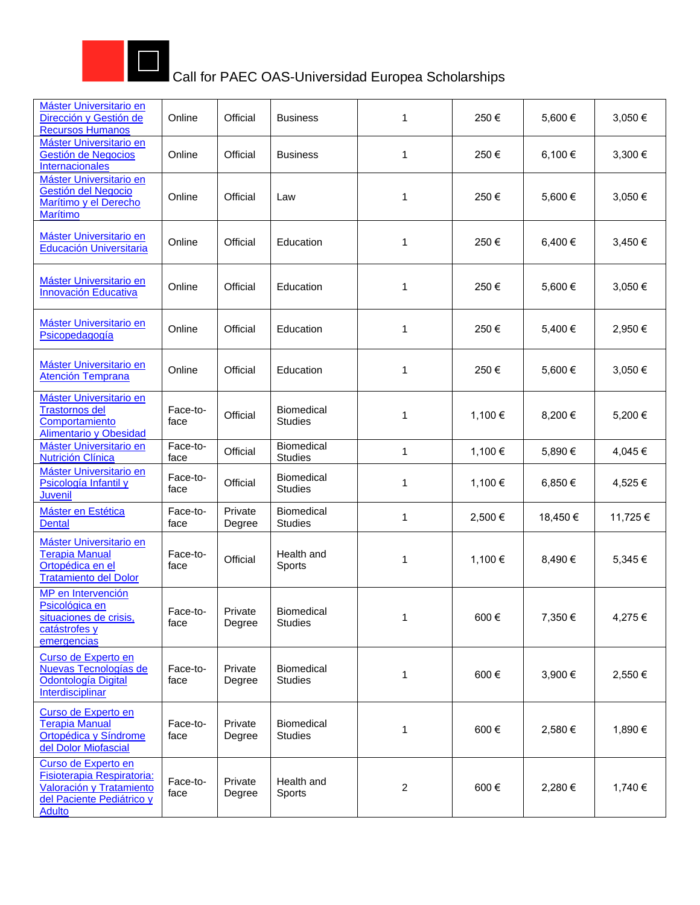Call for PAEC OAS-Universidad Europea Scholarships

| | | | | | | | |
|---|---|---|---|---|---|---|---|
| Máster Universitario en Dirección y Gestión de Recursos Humanos | Online | Official | Business | 1 | 250 € | 5,600 € | 3,050 € |
| Máster Universitario en Gestión de Negocios Internacionales | Online | Official | Business | 1 | 250 € | 6,100 € | 3,300 € |
| Máster Universitario en Gestión del Negocio Marítimo y el Derecho Marítimo | Online | Official | Law | 1 | 250 € | 5,600 € | 3,050 € |
| Máster Universitario en Educación Universitaria | Online | Official | Education | 1 | 250 € | 6,400 € | 3,450 € |
| Máster Universitario en Innovación Educativa | Online | Official | Education | 1 | 250 € | 5,600 € | 3,050 € |
| Máster Universitario en Psicopedagogía | Online | Official | Education | 1 | 250 € | 5,400 € | 2,950 € |
| Máster Universitario en Atención Temprana | Online | Official | Education | 1 | 250 € | 5,600 € | 3,050 € |
| Máster Universitario en Trastornos del Comportamiento Alimentario y Obesidad | Face-to-face | Official | Biomedical Studies | 1 | 1,100 € | 8,200 € | 5,200 € |
| Máster Universitario en Nutrición Clínica | Face-to-face | Official | Biomedical Studies | 1 | 1,100 € | 5,890 € | 4,045 € |
| Máster Universitario en Psicología Infantil y Juvenil | Face-to-face | Official | Biomedical Studies | 1 | 1,100 € | 6,850 € | 4,525 € |
| Máster en Estética Dental | Face-to-face | Private Degree | Biomedical Studies | 1 | 2,500 € | 18,450 € | 11,725 € |
| Máster Universitario en Terapia Manual Ortopédica en el Tratamiento del Dolor | Face-to-face | Official | Health and Sports | 1 | 1,100 € | 8,490 € | 5,345 € |
| MP en Intervención Psicológica en situaciones de crisis, catástrofes y emergencias | Face-to-face | Private Degree | Biomedical Studies | 1 | 600 € | 7,350 € | 4,275 € |
| Curso de Experto en Nuevas Tecnologías de Odontología Digital Interdisciplinar | Face-to-face | Private Degree | Biomedical Studies | 1 | 600 € | 3,900 € | 2,550 € |
| Curso de Experto en Terapia Manual Ortopédica y Síndrome del Dolor Miofascial | Face-to-face | Private Degree | Biomedical Studies | 1 | 600 € | 2,580 € | 1,890 € |
| Curso de Experto en Fisioterapia Respiratoria: Valoración y Tratamiento del Paciente Pediátrico y Adulto | Face-to-face | Private Degree | Health and Sports | 2 | 600 € | 2,280 € | 1,740 € |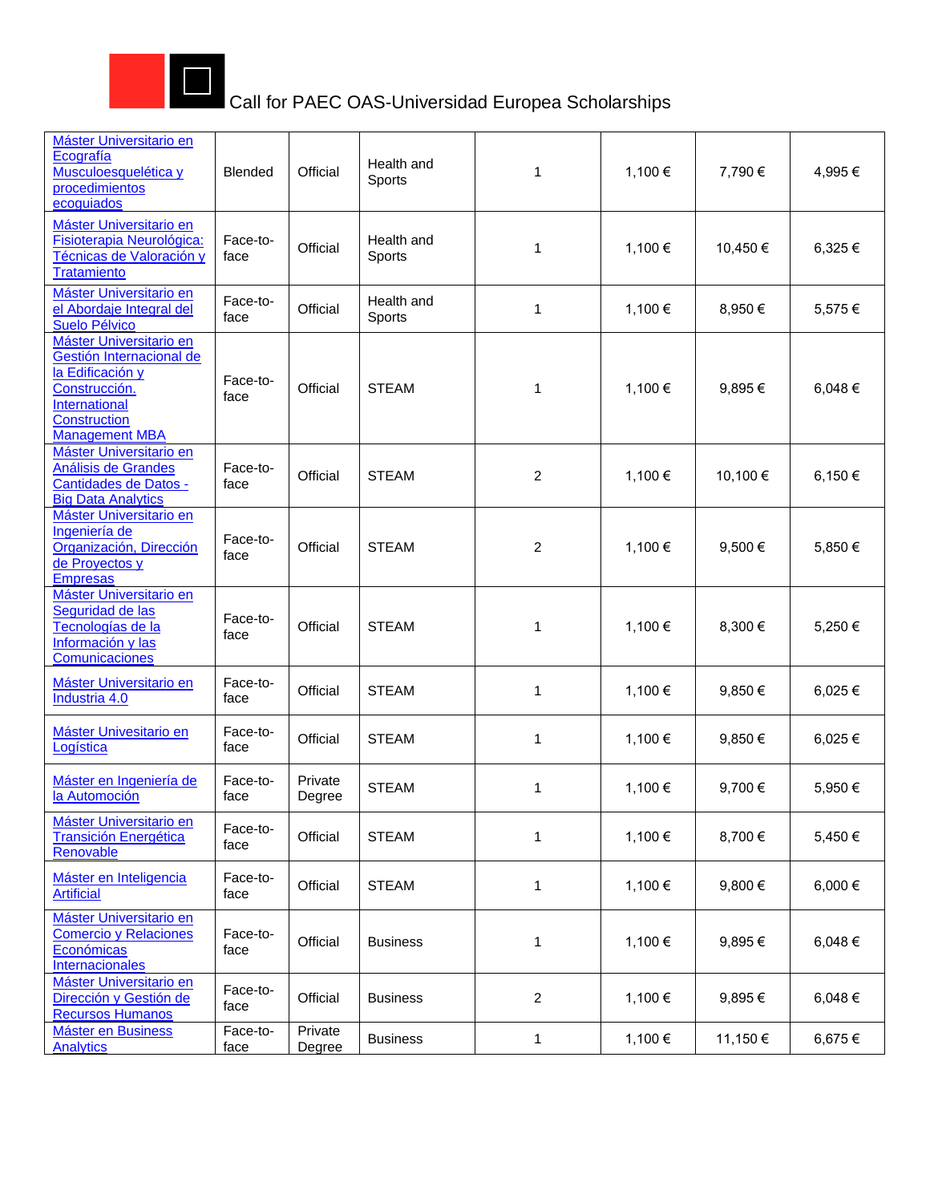| | | | | | | | |
|---|---|---|---|---|---|---|---|
| Máster Universitario en Ecografía Musculoesquelética y procedimientos ecoguiados | Blended | Official | Health and Sports | 1 | 1,100 € | 7,790 € | 4,995 € |
| Máster Universitario en Fisioterapia Neurológica: Técnicas de Valoración y Tratamiento | Face-to-face | Official | Health and Sports | 1 | 1,100 € | 10,450 € | 6,325 € |
| Máster Universitario en el Abordaje Integral del Suelo Pélvico | Face-to-face | Official | Health and Sports | 1 | 1,100 € | 8,950 € | 5,575 € |
| Máster Universitario en Gestión Internacional de la Edificación y Construcción. International Construction Management MBA | Face-to-face | Official | STEAM | 1 | 1,100 € | 9,895 € | 6,048 € |
| Máster Universitario en Análisis de Grandes Cantidades de Datos - Big Data Analytics | Face-to-face | Official | STEAM | 2 | 1,100 € | 10,100 € | 6,150 € |
| Máster Universitario en Ingeniería de Organización, Dirección de Proyectos y Empresas | Face-to-face | Official | STEAM | 2 | 1,100 € | 9,500 € | 5,850 € |
| Máster Universitario en Seguridad de las Tecnologías de la Información y las Comunicaciones | Face-to-face | Official | STEAM | 1 | 1,100 € | 8,300 € | 5,250 € |
| Máster Universitario en Industria 4.0 | Face-to-face | Official | STEAM | 1 | 1,100 € | 9,850 € | 6,025 € |
| Máster Univesitario en Logística | Face-to-face | Official | STEAM | 1 | 1,100 € | 9,850 € | 6,025 € |
| Máster en Ingeniería de la Automoción | Face-to-face | Private Degree | STEAM | 1 | 1,100 € | 9,700 € | 5,950 € |
| Máster Universitario en Transición Energética Renovable | Face-to-face | Official | STEAM | 1 | 1,100 € | 8,700 € | 5,450 € |
| Máster en Inteligencia Artificial | Face-to-face | Official | STEAM | 1 | 1,100 € | 9,800 € | 6,000 € |
| Máster Universitario en Comercio y Relaciones Económicas Internacionales | Face-to-face | Official | Business | 1 | 1,100 € | 9,895 € | 6,048 € |
| Máster Universitario en Dirección y Gestión de Recursos Humanos | Face-to-face | Official | Business | 2 | 1,100 € | 9,895 € | 6,048 € |
| Máster en Business Analytics | Face-to-face | Private Degree | Business | 1 | 1,100 € | 11,150 € | 6,675 € |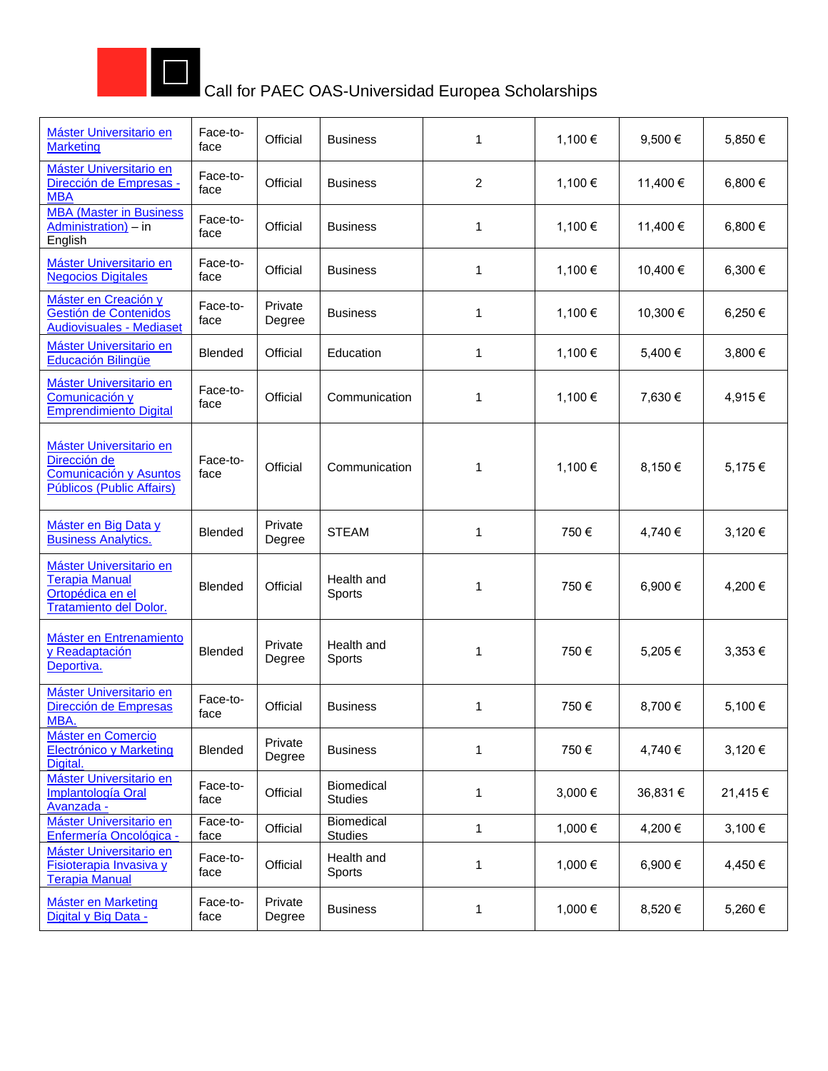Call for PAEC OAS-Universidad Europea Scholarships

| | | | | | | | |
|---|---|---|---|---|---|---|---|
| Máster Universitario en Marketing | Face-to-face | Official | Business | 1 | 1,100 € | 9,500 € | 5,850 € |
| Máster Universitario en Dirección de Empresas - MBA | Face-to-face | Official | Business | 2 | 1,100 € | 11,400 € | 6,800 € |
| MBA (Master in Business Administration) – in English | Face-to-face | Official | Business | 1 | 1,100 € | 11,400 € | 6,800 € |
| Máster Universitario en Negocios Digitales | Face-to-face | Official | Business | 1 | 1,100 € | 10,400 € | 6,300 € |
| Máster en Creación y Gestión de Contenidos Audiovisuales - Mediaset | Face-to-face | Private Degree | Business | 1 | 1,100 € | 10,300 € | 6,250 € |
| Máster Universitario en Educación Bilingüe | Blended | Official | Education | 1 | 1,100 € | 5,400 € | 3,800 € |
| Máster Universitario en Comunicación y Emprendimiento Digital | Face-to-face | Official | Communication | 1 | 1,100 € | 7,630 € | 4,915 € |
| Máster Universitario en Dirección de Comunicación y Asuntos Públicos (Public Affairs) | Face-to-face | Official | Communication | 1 | 1,100 € | 8,150 € | 5,175 € |
| Máster en Big Data y Business Analytics. | Blended | Private Degree | STEAM | 1 | 750 € | 4,740 € | 3,120 € |
| Máster Universitario en Terapia Manual Ortopédica en el Tratamiento del Dolor. | Blended | Official | Health and Sports | 1 | 750 € | 6,900 € | 4,200 € |
| Máster en Entrenamiento y Readaptación Deportiva. | Blended | Private Degree | Health and Sports | 1 | 750 € | 5,205 € | 3,353 € |
| Máster Universitario en Dirección de Empresas MBA. | Face-to-face | Official | Business | 1 | 750 € | 8,700 € | 5,100 € |
| Máster en Comercio Electrónico y Marketing Digital. | Blended | Private Degree | Business | 1 | 750 € | 4,740 € | 3,120 € |
| Máster Universitario en Implantología Oral Avanzada - | Face-to-face | Official | Biomedical Studies | 1 | 3,000 € | 36,831 € | 21,415 € |
| Máster Universitario en Enfermería Oncológica - | Face-to-face | Official | Biomedical Studies | 1 | 1,000 € | 4,200 € | 3,100 € |
| Máster Universitario en Fisioterapia Invasiva y Terapia Manual | Face-to-face | Official | Health and Sports | 1 | 1,000 € | 6,900 € | 4,450 € |
| Máster en Marketing Digital y Big Data - | Face-to-face | Private Degree | Business | 1 | 1,000 € | 8,520 € | 5,260 € |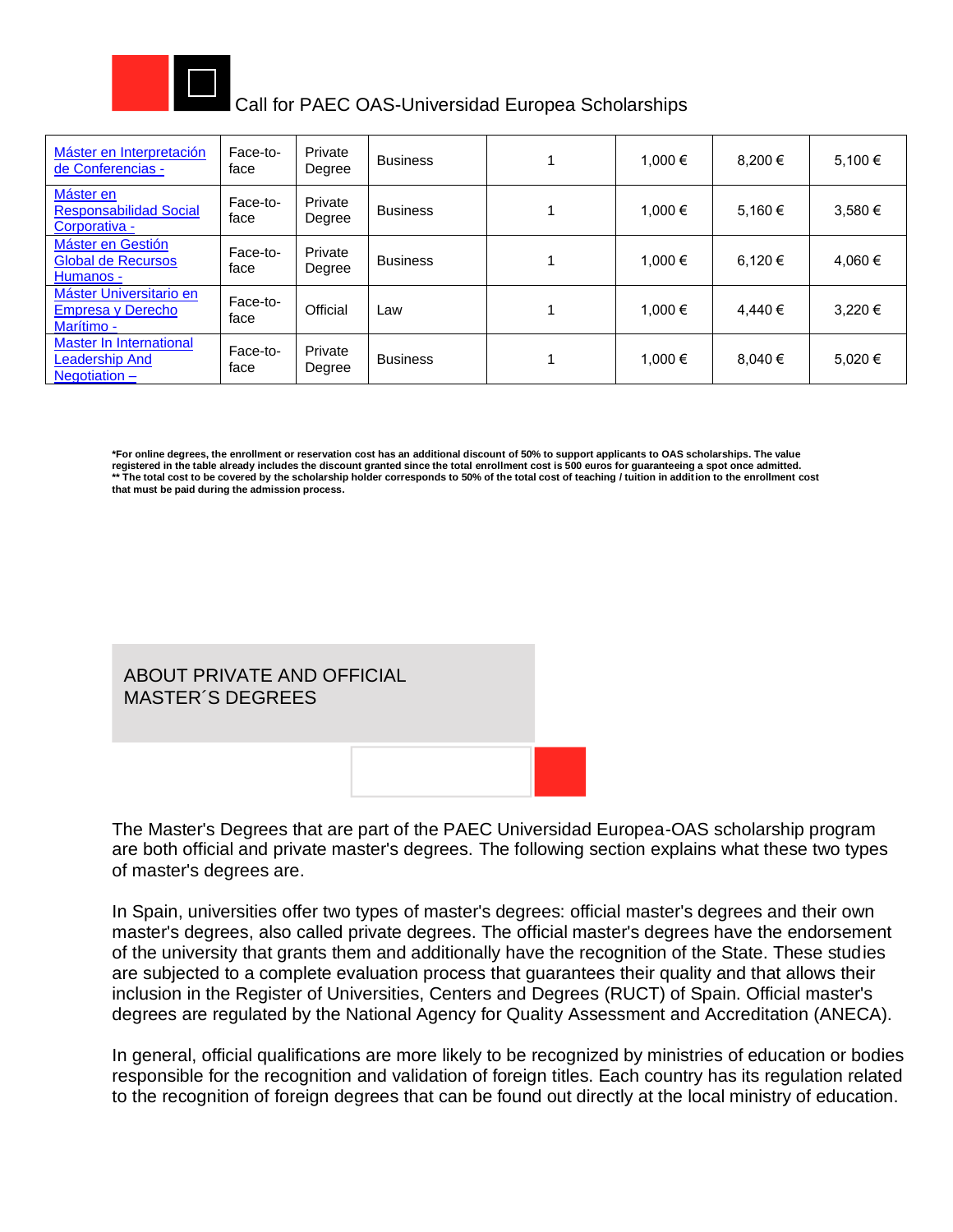Call for PAEC OAS-Universidad Europea Scholarships

| | | | | | | | |
|---|---|---|---|---|---|---|---|
| Máster en Interpretación de Conferencias - | Face-to-face | Private Degree | Business | 1 | 1,000 € | 8,200 € | 5,100 € |
| Máster en Responsabilidad Social Corporativa - | Face-to-face | Private Degree | Business | 1 | 1,000 € | 5,160 € | 3,580 € |
| Máster en Gestión Global de Recursos Humanos - | Face-to-face | Private Degree | Business | 1 | 1,000 € | 6,120 € | 4,060 € |
| Máster Universitario en Empresa y Derecho Marítimo - | Face-to-face | Official | Law | 1 | 1,000 € | 4,440 € | 3,220 € |
| Master In International Leadership And Negotiation – | Face-to-face | Private Degree | Business | 1 | 1,000 € | 8,040 € | 5,020 € |

**\*For online degrees, the enrollment or reservation cost has an additional discount of 50% to support applicants to OAS scholarships. The value registered in the table already includes the discount granted since the total enrollment cost is 500 euros for guaranteeing a spot once admitted.**
**\*\* The total cost to be covered by the scholarship holder corresponds to 50% of the total cost of teaching / tuition in addition to the enrollment cost that must be paid during the admission process.**

## ABOUT PRIVATE AND OFFICIAL MASTER´S DEGREES

The Master's Degrees that are part of the PAEC Universidad Europea-OAS scholarship program are both official and private master's degrees. The following section explains what these two types of master's degrees are.

In Spain, universities offer two types of master's degrees: official master's degrees and their own master's degrees, also called private degrees. The official master's degrees have the endorsement of the university that grants them and additionally have the recognition of the State. These studies are subjected to a complete evaluation process that guarantees their quality and that allows their inclusion in the Register of Universities, Centers and Degrees (RUCT) of Spain. Official master's degrees are regulated by the National Agency for Quality Assessment and Accreditation (ANECA).

In general, official qualifications are more likely to be recognized by ministries of education or bodies responsible for the recognition and validation of foreign titles. Each country has its regulation related to the recognition of foreign degrees that can be found out directly at the local ministry of education.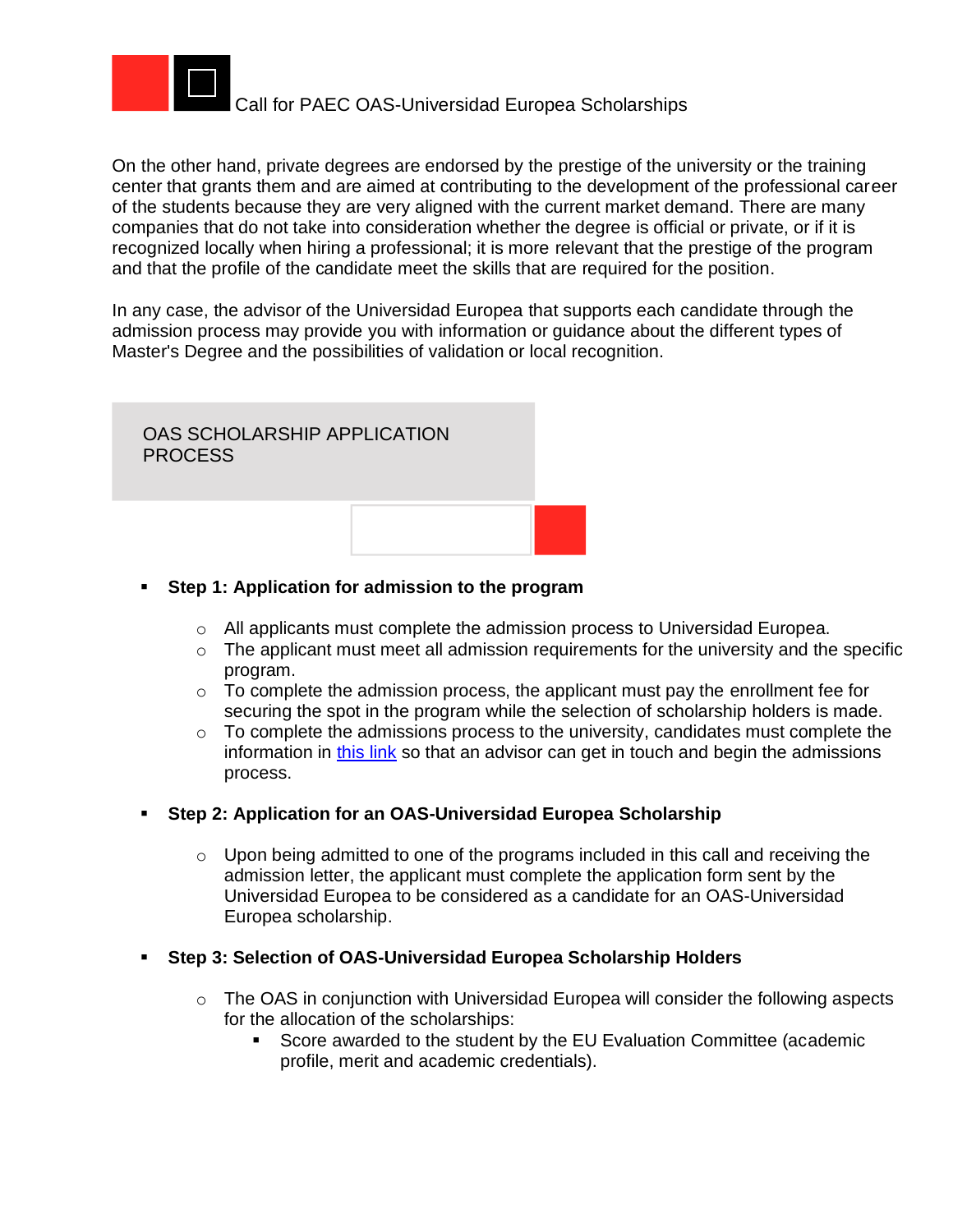On the other hand, private degrees are endorsed by the prestige of the university or the training center that grants them and are aimed at contributing to the development of the professional career of the students because they are very aligned with the current market demand. There are many companies that do not take into consideration whether the degree is official or private, or if it is recognized locally when hiring a professional; it is more relevant that the prestige of the program and that the profile of the candidate meet the skills that are required for the position.

In any case, the advisor of the Universidad Europea that supports each candidate through the admission process may provide you with information or guidance about the different types of Master's Degree and the possibilities of validation or local recognition.

## OAS SCHOLARSHIP APPLICATION PROCESS

- **Step 1: Application for admission to the program**
  - All applicants must complete the admission process to Universidad Europea.
  - The applicant must meet all admission requirements for the university and the specific program.
  - To complete the admission process, the applicant must pay the enrollment fee for securing the spot in the program while the selection of scholarship holders is made.
  - To complete the admissions process to the university, candidates must complete the information in this link so that an advisor can get in touch and begin the admissions process.

- **Step 2: Application for an OAS-Universidad Europea Scholarship**
  - Upon being admitted to one of the programs included in this call and receiving the admission letter, the applicant must complete the application form sent by the Universidad Europea to be considered as a candidate for an OAS-Universidad Europea scholarship.

- **Step 3: Selection of OAS-Universidad Europea Scholarship Holders**
  - The OAS in conjunction with Universidad Europea will consider the following aspects for the allocation of the scholarships:
    - Score awarded to the student by the EU Evaluation Committee (academic profile, merit and academic credentials).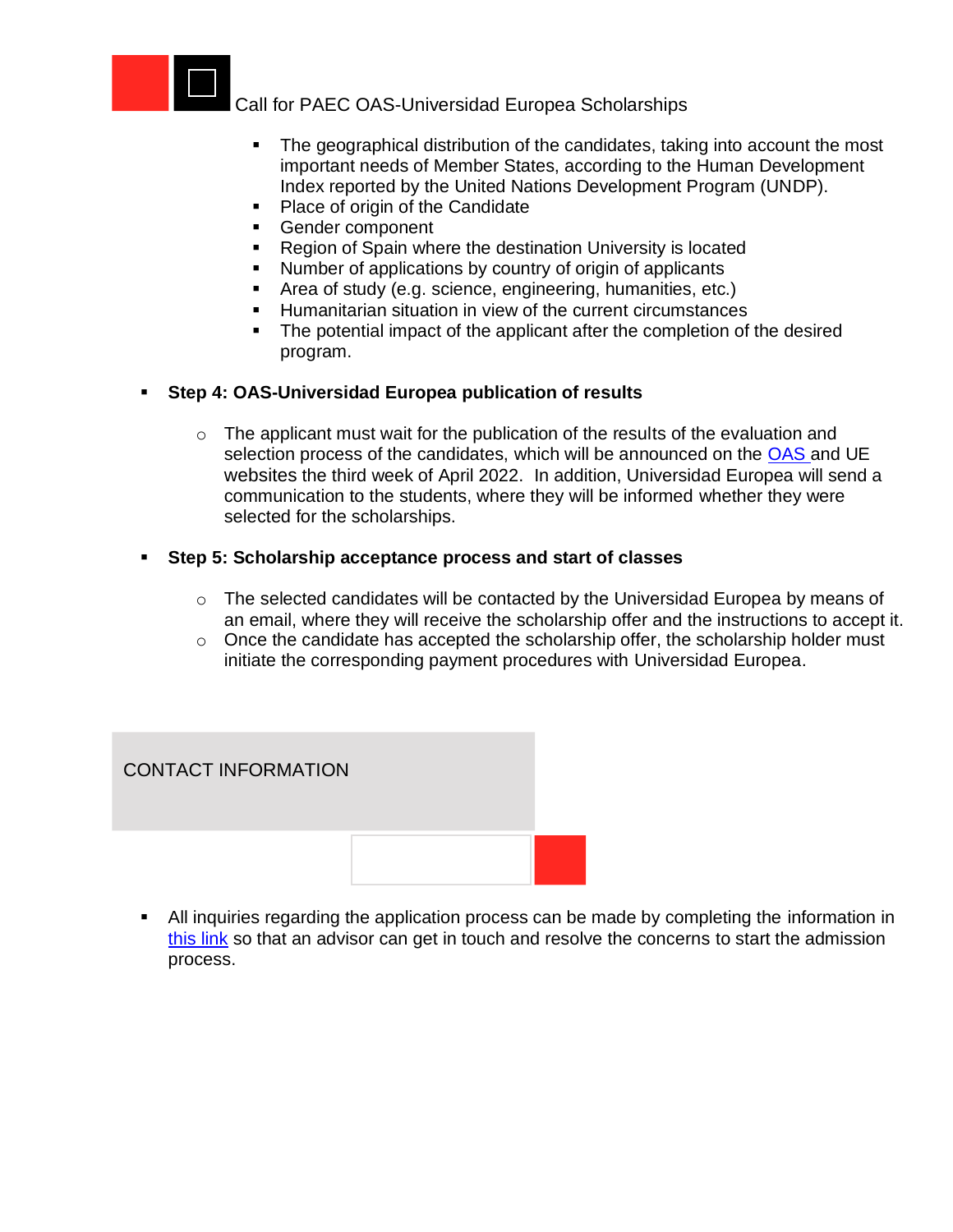- The geographical distribution of the candidates, taking into account the most important needs of Member States, according to the Human Development Index reported by the United Nations Development Program (UNDP).
- Place of origin of the Candidate
- Gender component
- Region of Spain where the destination University is located
- Number of applications by country of origin of applicants
- Area of study (e.g. science, engineering, humanities, etc.)
- Humanitarian situation in view of the current circumstances
- The potential impact of the applicant after the completion of the desired program.

- **Step 4: OAS-Universidad Europea publication of results**
  - The applicant must wait for the publication of the results of the evaluation and selection process of the candidates, which will be announced on the OAS and UE websites the third week of April 2022. In addition, Universidad Europea will send a communication to the students, where they will be informed whether they were selected for the scholarships.

- **Step 5: Scholarship acceptance process and start of classes**
  - The selected candidates will be contacted by the Universidad Europea by means of an email, where they will receive the scholarship offer and the instructions to accept it.
  - Once the candidate has accepted the scholarship offer, the scholarship holder must initiate the corresponding payment procedures with Universidad Europea.

## CONTACT INFORMATION

- All inquiries regarding the application process can be made by completing the information in this link so that an advisor can get in touch and resolve the concerns to start the admission process.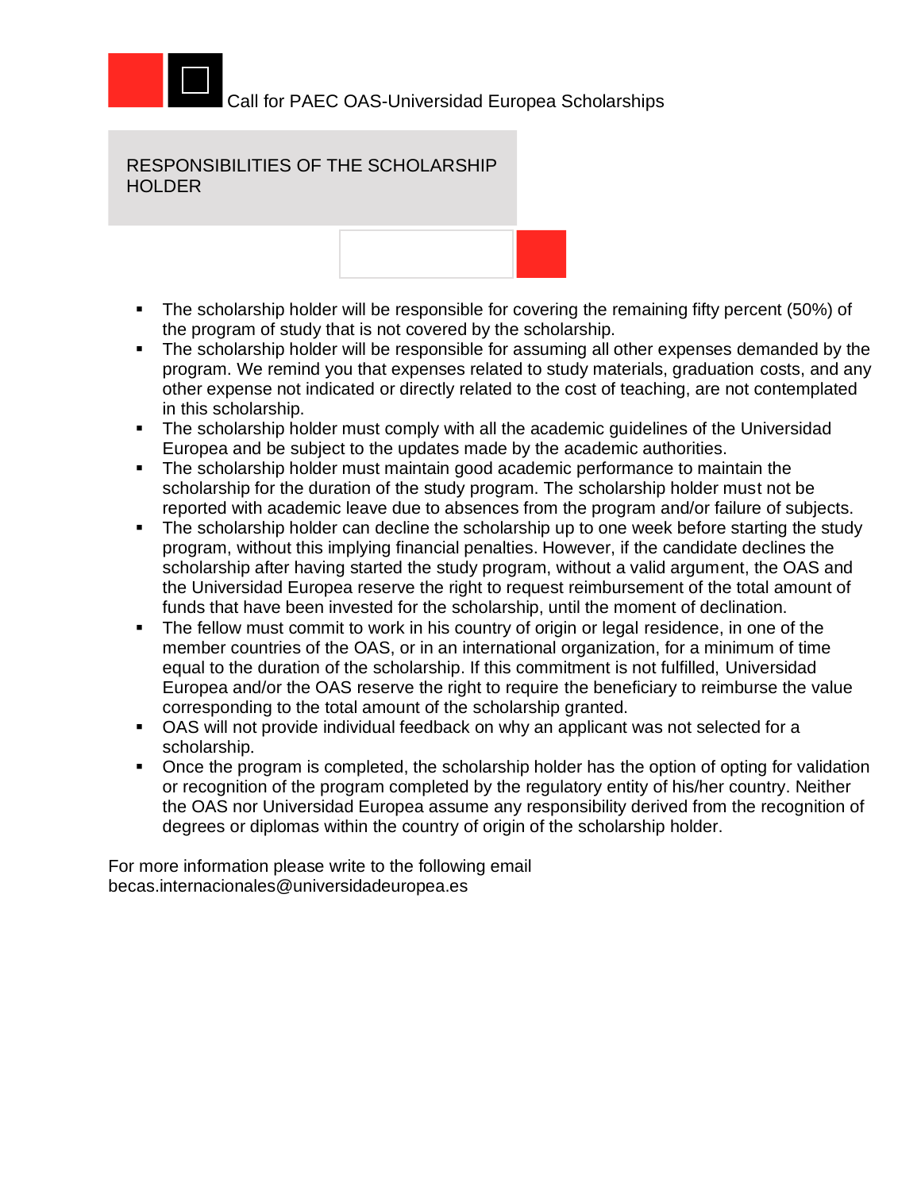Call for PAEC OAS-Universidad Europea Scholarships

## RESPONSIBILITIES OF THE SCHOLARSHIP HOLDER

- The scholarship holder will be responsible for covering the remaining fifty percent (50%) of the program of study that is not covered by the scholarship.
- The scholarship holder will be responsible for assuming all other expenses demanded by the program. We remind you that expenses related to study materials, graduation costs, and any other expense not indicated or directly related to the cost of teaching, are not contemplated in this scholarship.
- The scholarship holder must comply with all the academic guidelines of the Universidad Europea and be subject to the updates made by the academic authorities.
- The scholarship holder must maintain good academic performance to maintain the scholarship for the duration of the study program. The scholarship holder must not be reported with academic leave due to absences from the program and/or failure of subjects.
- The scholarship holder can decline the scholarship up to one week before starting the study program, without this implying financial penalties. However, if the candidate declines the scholarship after having started the study program, without a valid argument, the OAS and the Universidad Europea reserve the right to request reimbursement of the total amount of funds that have been invested for the scholarship, until the moment of declination.
- The fellow must commit to work in his country of origin or legal residence, in one of the member countries of the OAS, or in an international organization, for a minimum of time equal to the duration of the scholarship. If this commitment is not fulfilled, Universidad Europea and/or the OAS reserve the right to require the beneficiary to reimburse the value corresponding to the total amount of the scholarship granted.
- OAS will not provide individual feedback on why an applicant was not selected for a scholarship.
- Once the program is completed, the scholarship holder has the option of opting for validation or recognition of the program completed by the regulatory entity of his/her country. Neither the OAS nor Universidad Europea assume any responsibility derived from the recognition of degrees or diplomas within the country of origin of the scholarship holder.

For more information please write to the following email becas.internacionales@universidadeuropea.es